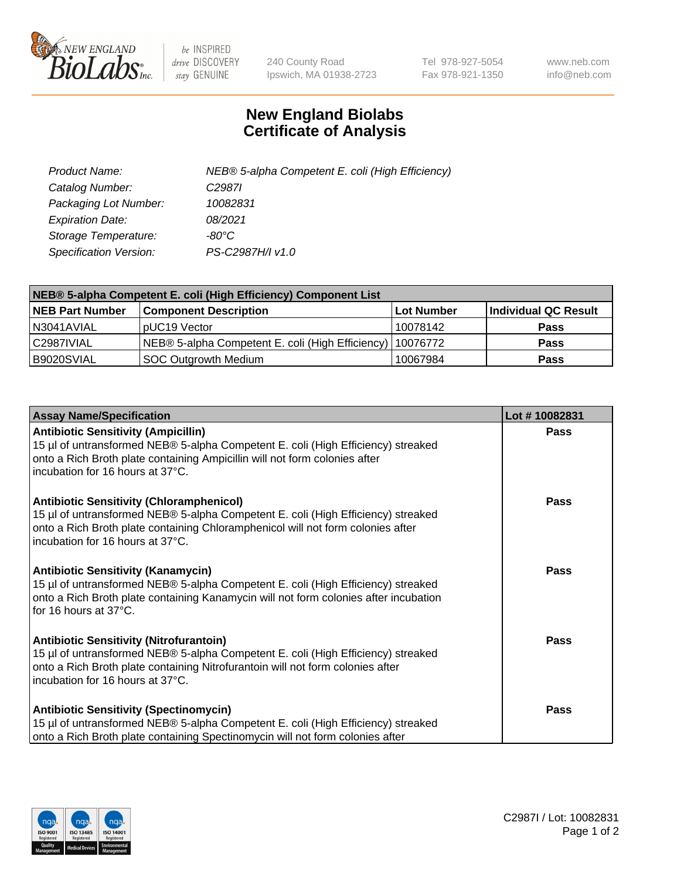# New England Biolabs
# Certificate of Analysis

| | |
|---|---|
| *Product Name:* | *NEB® 5-alpha Competent E. coli (High Efficiency)* |
| *Catalog Number:* | *C2987I* |
| *Packaging Lot Number:* | *10082831* |
| *Expiration Date:* | *08/2021* |
| *Storage Temperature:* | *-80°C* |
| *Specification Version:* | *PS-C2987H/I v1.0* |

| NEB® 5-alpha Competent E. coli (High Efficiency) Component List | | | |
|---|---|---|---|
| **NEB Part Number** | **Component Description** | **Lot Number** | **Individual QC Result** |
| N3041AVIAL | pUC19 Vector | 10078142 | **Pass** |
| C2987IVIAL | NEB® 5-alpha Competent E. coli (High Efficiency) | 10076772 | **Pass** |
| B9020SVIAL | SOC Outgrowth Medium | 10067984 | **Pass** |

| Assay Name/Specification | Lot # 10082831 |
|---|---|
| **Antibiotic Sensitivity (Ampicillin)**<br>15 µl of untransformed NEB® 5-alpha Competent E. coli (High Efficiency) streaked onto a Rich Broth plate containing Ampicillin will not form colonies after incubation for 16 hours at 37°C. | **Pass** |
| **Antibiotic Sensitivity (Chloramphenicol)**<br>15 µl of untransformed NEB® 5-alpha Competent E. coli (High Efficiency) streaked onto a Rich Broth plate containing Chloramphenicol will not form colonies after incubation for 16 hours at 37°C. | **Pass** |
| **Antibiotic Sensitivity (Kanamycin)**<br>15 µl of untransformed NEB® 5-alpha Competent E. coli (High Efficiency) streaked onto a Rich Broth plate containing Kanamycin will not form colonies after incubation for 16 hours at 37°C. | **Pass** |
| **Antibiotic Sensitivity (Nitrofurantoin)**<br>15 µl of untransformed NEB® 5-alpha Competent E. coli (High Efficiency) streaked onto a Rich Broth plate containing Nitrofurantoin will not form colonies after incubation for 16 hours at 37°C. | **Pass** |
| **Antibiotic Sensitivity (Spectinomycin)**<br>15 µl of untransformed NEB® 5-alpha Competent E. coli (High Efficiency) streaked onto a Rich Broth plate containing Spectinomycin will not form colonies after | **Pass** |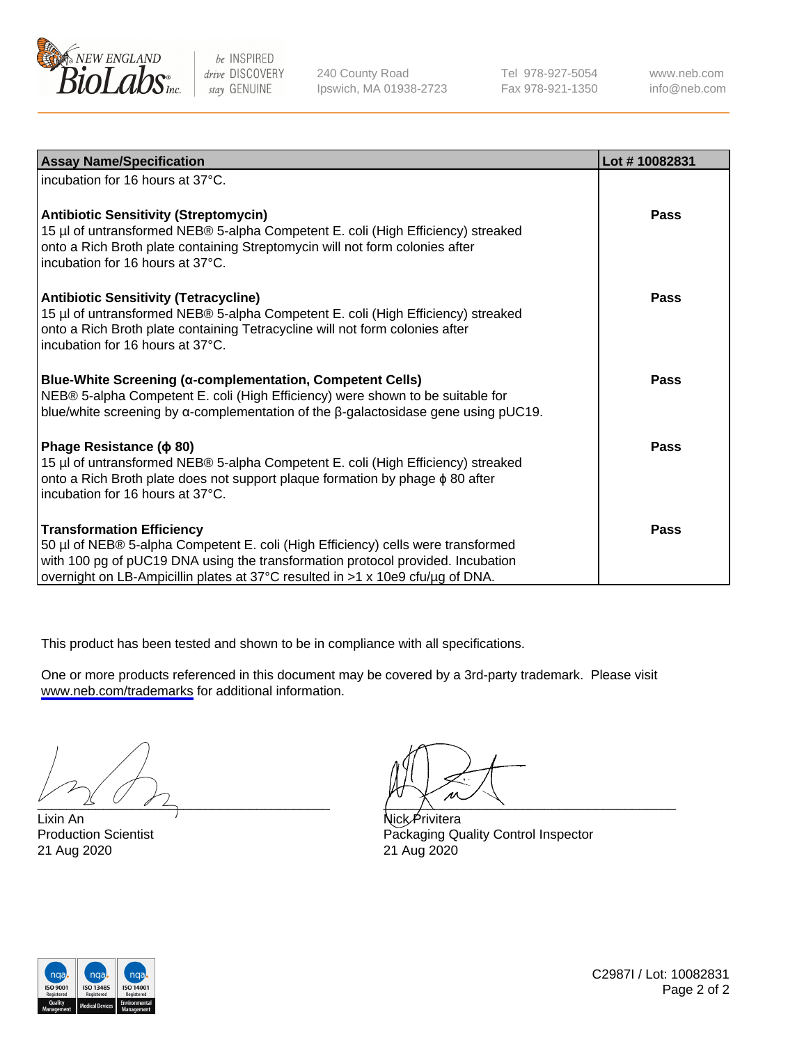| Assay Name/Specification | Lot # 10082831 |
|---|---|
| incubation for 16 hours at 37°C. | |
| **Antibiotic Sensitivity (Streptomycin)**<br>15 µl of untransformed NEB® 5-alpha Competent E. coli (High Efficiency) streaked onto a Rich Broth plate containing Streptomycin will not form colonies after incubation for 16 hours at 37°C. | Pass |
| **Antibiotic Sensitivity (Tetracycline)**<br>15 µl of untransformed NEB® 5-alpha Competent E. coli (High Efficiency) streaked onto a Rich Broth plate containing Tetracycline will not form colonies after incubation for 16 hours at 37°C. | Pass |
| **Blue-White Screening (α-complementation, Competent Cells)**<br>NEB® 5-alpha Competent E. coli (High Efficiency) were shown to be suitable for blue/white screening by α-complementation of the β-galactosidase gene using pUC19. | Pass |
| **Phage Resistance (ϕ 80)**<br>15 µl of untransformed NEB® 5-alpha Competent E. coli (High Efficiency) streaked onto a Rich Broth plate does not support plaque formation by phage ϕ 80 after incubation for 16 hours at 37°C. | Pass |
| **Transformation Efficiency**<br>50 µl of NEB® 5-alpha Competent E. coli (High Efficiency) cells were transformed with 100 pg of pUC19 DNA using the transformation protocol provided. Incubation overnight on LB-Ampicillin plates at 37°C resulted in >1 x 10e9 cfu/µg of DNA. | Pass |

This product has been tested and shown to be in compliance with all specifications.

One or more products referenced in this document may be covered by a 3rd-party trademark. Please visit www.neb.com/trademarks for additional information.

Lixin An
Production Scientist
21 Aug 2020

Nick Privitera
Packaging Quality Control Inspector
21 Aug 2020

C2987I / Lot: 10082831